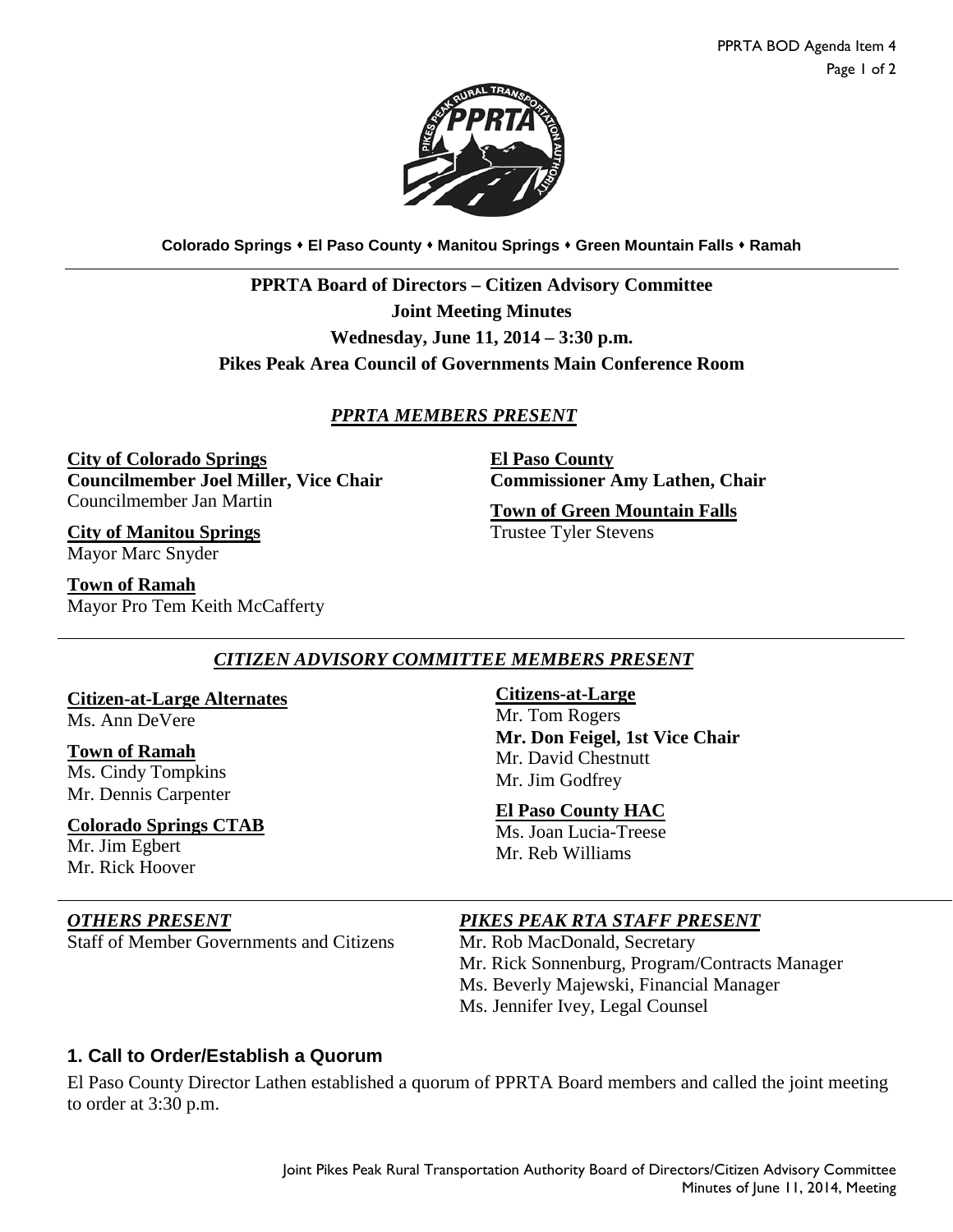Colorado Springs • El Paso County • Manitou Springs • Green Mountain Falls • Ramah

# PPRTA Board of Directors – Citizen Advisory Committee

## Joint Meeting Minutes

### Wednesday, June 11, 2014 – 3:30 p.m.

### Pikes Peak Area Council of Governments Main Conference Room

## *PPRTA MEMBERS PRESENT*

**City of Colorado Springs**
**Councilmember Joel Miller, Vice Chair**
Councilmember Jan Martin

**City of Manitou Springs**
Mayor Marc Snyder

**Town of Ramah**
Mayor Pro Tem Keith McCafferty

**El Paso County**
**Commissioner Amy Lathen, Chair**

**Town of Green Mountain Falls**
Trustee Tyler Stevens

## *CITIZEN ADVISORY COMMITTEE MEMBERS PRESENT*

**Citizen-at-Large Alternates**
Ms. Ann DeVere

**Town of Ramah**
Ms. Cindy Tompkins
Mr. Dennis Carpenter

**Colorado Springs CTAB**
Mr. Jim Egbert
Mr. Rick Hoover

**Citizens-at-Large**
Mr. Tom Rogers
**Mr. Don Feigel, 1st Vice Chair**
Mr. David Chestnutt
Mr. Jim Godfrey

**El Paso County HAC**
Ms. Joan Lucia-Treese
Mr. Reb Williams

## *OTHERS PRESENT*

Staff of Member Governments and Citizens

## *PIKES PEAK RTA STAFF PRESENT*

Mr. Rob MacDonald, Secretary
Mr. Rick Sonnenburg, Program/Contracts Manager
Ms. Beverly Majewski, Financial Manager
Ms. Jennifer Ivey, Legal Counsel

## 1. Call to Order/Establish a Quorum

El Paso County Director Lathen established a quorum of PPRTA Board members and called the joint meeting to order at 3:30 p.m.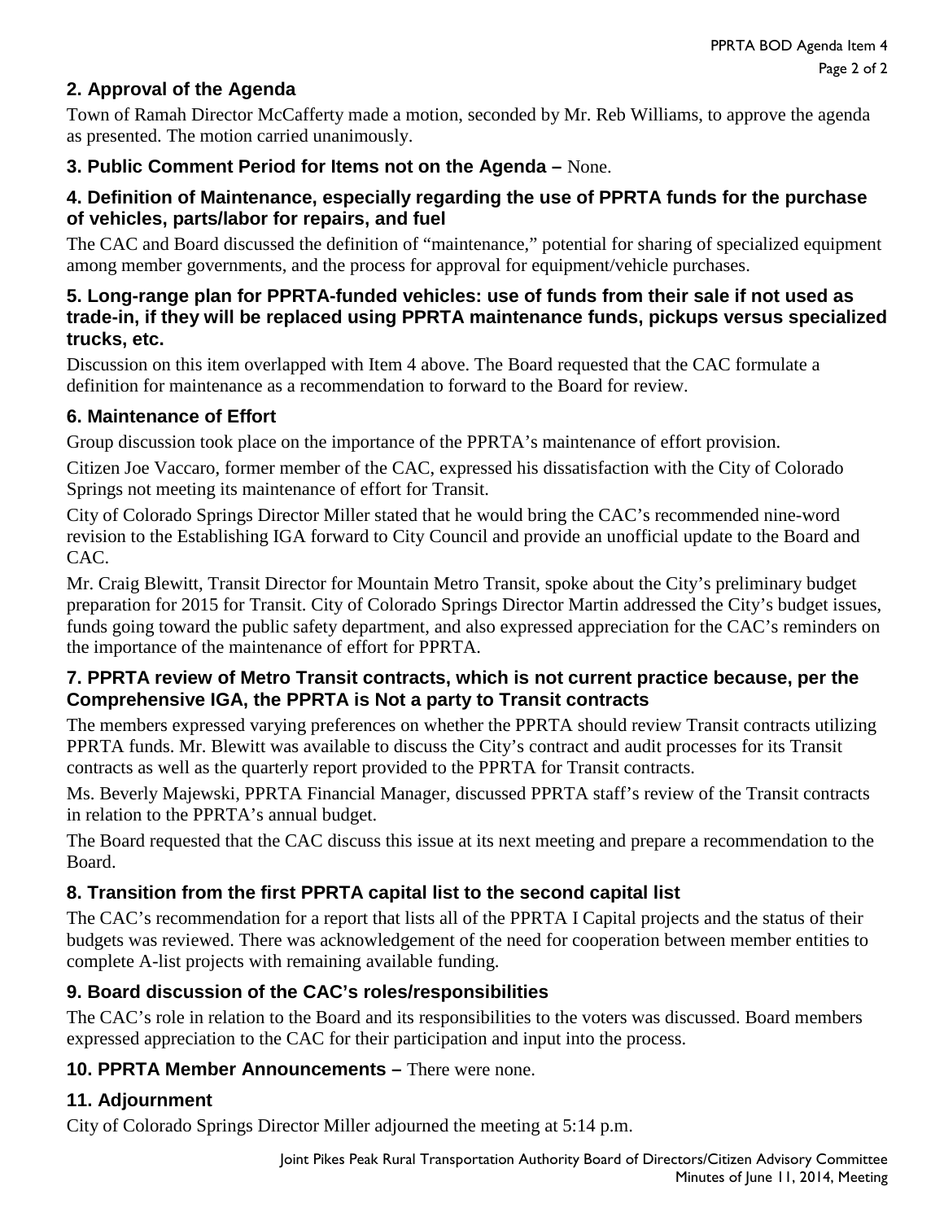## 2. Approval of the Agenda

Town of Ramah Director McCafferty made a motion, seconded by Mr. Reb Williams, to approve the agenda as presented. The motion carried unanimously.

## 3. Public Comment Period for Items not on the Agenda – None.

## 4. Definition of Maintenance, especially regarding the use of PPRTA funds for the purchase of vehicles, parts/labor for repairs, and fuel

The CAC and Board discussed the definition of "maintenance," potential for sharing of specialized equipment among member governments, and the process for approval for equipment/vehicle purchases.

## 5. Long-range plan for PPRTA-funded vehicles: use of funds from their sale if not used as trade-in, if they will be replaced using PPRTA maintenance funds, pickups versus specialized trucks, etc.

Discussion on this item overlapped with Item 4 above. The Board requested that the CAC formulate a definition for maintenance as a recommendation to forward to the Board for review.

## 6. Maintenance of Effort

Group discussion took place on the importance of the PPRTA's maintenance of effort provision.

Citizen Joe Vaccaro, former member of the CAC, expressed his dissatisfaction with the City of Colorado Springs not meeting its maintenance of effort for Transit.

City of Colorado Springs Director Miller stated that he would bring the CAC's recommended nine-word revision to the Establishing IGA forward to City Council and provide an unofficial update to the Board and CAC.

Mr. Craig Blewitt, Transit Director for Mountain Metro Transit, spoke about the City's preliminary budget preparation for 2015 for Transit. City of Colorado Springs Director Martin addressed the City's budget issues, funds going toward the public safety department, and also expressed appreciation for the CAC's reminders on the importance of the maintenance of effort for PPRTA.

## 7. PPRTA review of Metro Transit contracts, which is not current practice because, per the Comprehensive IGA, the PPRTA is Not a party to Transit contracts

The members expressed varying preferences on whether the PPRTA should review Transit contracts utilizing PPRTA funds. Mr. Blewitt was available to discuss the City's contract and audit processes for its Transit contracts as well as the quarterly report provided to the PPRTA for Transit contracts.

Ms. Beverly Majewski, PPRTA Financial Manager, discussed PPRTA staff's review of the Transit contracts in relation to the PPRTA's annual budget.

The Board requested that the CAC discuss this issue at its next meeting and prepare a recommendation to the Board.

## 8. Transition from the first PPRTA capital list to the second capital list

The CAC's recommendation for a report that lists all of the PPRTA I Capital projects and the status of their budgets was reviewed. There was acknowledgement of the need for cooperation between member entities to complete A-list projects with remaining available funding.

## 9. Board discussion of the CAC's roles/responsibilities

The CAC's role in relation to the Board and its responsibilities to the voters was discussed. Board members expressed appreciation to the CAC for their participation and input into the process.

## 10. PPRTA Member Announcements – There were none.

## 11. Adjournment

City of Colorado Springs Director Miller adjourned the meeting at 5:14 p.m.